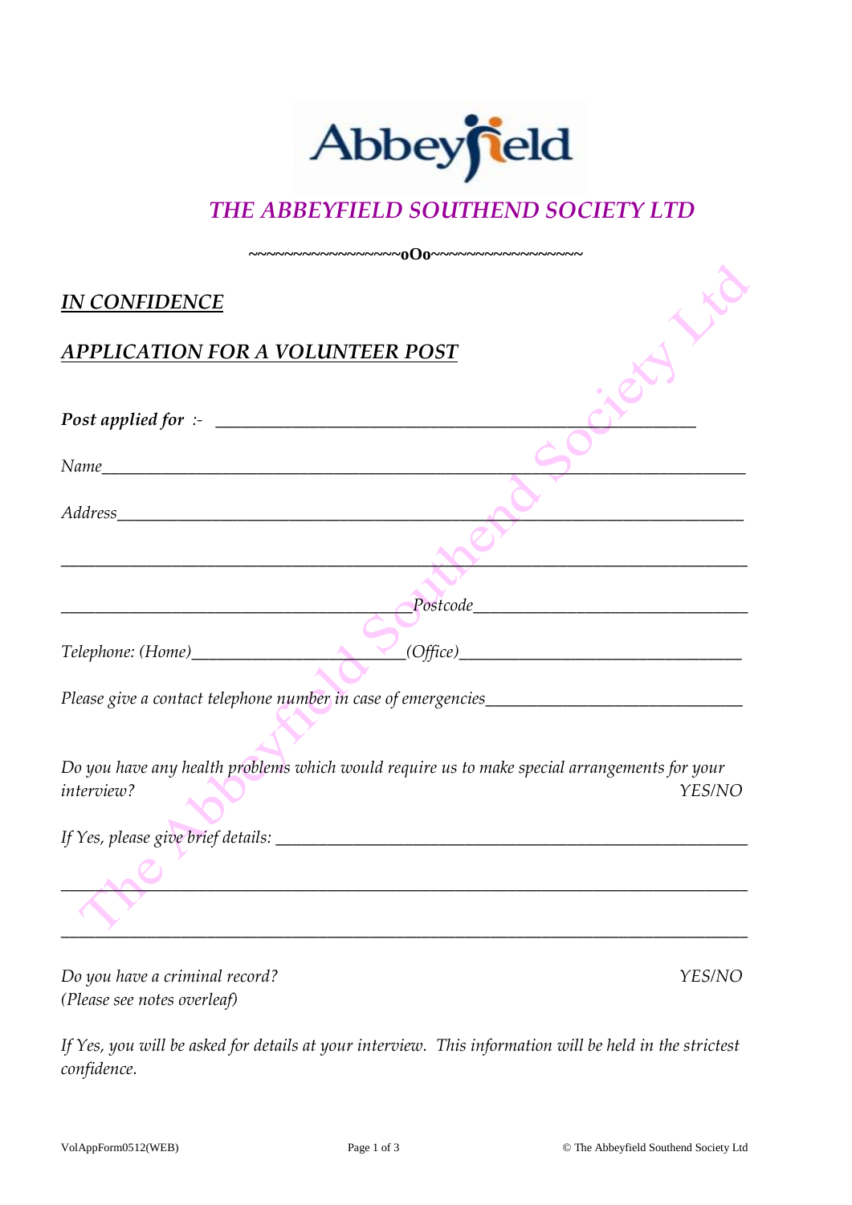Abbeyfield

# THE ABBEYFIELD SOUTHEND SOCIETY LTD

~~~~~~~~~~~~~~~~~oOo~~~~~~~~~~~~~~~~~

## *IN CONFIDENCE*

## *APPLICATION FOR A VOLUNTEER POST*

***Post applied for*** *:-* ______________________________________________________

*Name*__________________________________________________________________________

*Address*________________________________________________________________________

_______________________________________________________________________________

________________________________________*Postcode*_______________________________

*Telephone: (Home)*________________________*(Office)*________________________________

*Please give a contact telephone number in case of emergencies*_____________________________

*Do you have any health problems which would require us to make special arrangements for your interview?* *YES/NO*

*If Yes, please give brief details:* _____________________________________________________

_______________________________________________________________________________

_______________________________________________________________________________

*Do you have a criminal record?* *YES/NO*
*(Please see notes overleaf)*

*If Yes, you will be asked for details at your interview. This information will be held in the strictest confidence.*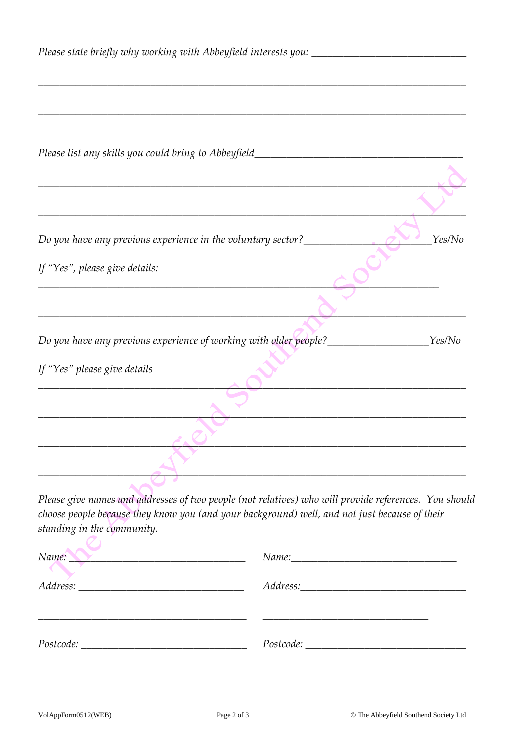*Please state briefly why working with Abbeyfield interests you:* ______________________________

___________________________________________________________________________

___________________________________________________________________________

*Please list any skills you could bring to Abbeyfield*______________________________________

___________________________________________________________________________

___________________________________________________________________________

*Do you have any previous experience in the voluntary sector?*________________________*Yes/No*

*If "Yes", please give details:*

___________________________________________________________________________

___________________________________________________________________________

*Do you have any previous experience of working with older people?*___________________*Yes/No*

*If "Yes" please give details*

___________________________________________________________________________

___________________________________________________________________________

___________________________________________________________________________

___________________________________________________________________________

*Please give names and addresses of two people (not relatives) who will provide references. You should choose people because they know you (and your background) well, and not just because of their standing in the community.*

*Name:* __________________________________

*Address:* ________________________________

__________________________________________

*Postcode:* _______________________________

*Name:*__________________________________

*Address:*________________________________

__________________________________________

*Postcode:* _______________________________

VolAppForm0512(WEB)

© The Abbeyfield Southend Society Ltd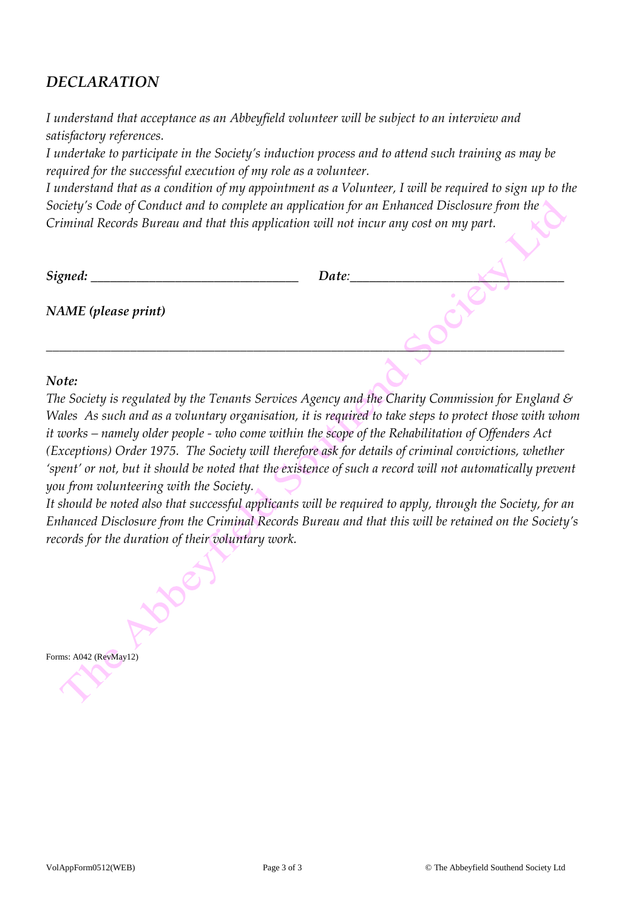## *DECLARATION*

*I understand that acceptance as an Abbeyfield volunteer will be subject to an interview and satisfactory references.*
*I undertake to participate in the Society's induction process and to attend such training as may be required for the successful execution of my role as a volunteer.*
*I understand that as a condition of my appointment as a Volunteer, I will be required to sign up to the Society's Code of Conduct and to complete an application for an Enhanced Disclosure from the Criminal Records Bureau and that this application will not incur any cost on my part.*

***Signed:*** ________________________________ ***Date****:*________________________________

***NAME (please print)***

______________________________________________________________________________

***Note:***
*The Society is regulated by the Tenants Services Agency and the Charity Commission for England & Wales As such and as a voluntary organisation, it is required to take steps to protect those with whom it works – namely older people - who come within the scope of the Rehabilitation of Offenders Act (Exceptions) Order 1975. The Society will therefore ask for details of criminal convictions, whether 'spent' or not, but it should be noted that the existence of such a record will not automatically prevent you from volunteering with the Society.*
*It should be noted also that successful applicants will be required to apply, through the Society, for an Enhanced Disclosure from the Criminal Records Bureau and that this will be retained on the Society's records for the duration of their voluntary work.*

Forms: A042 (RevMay12)